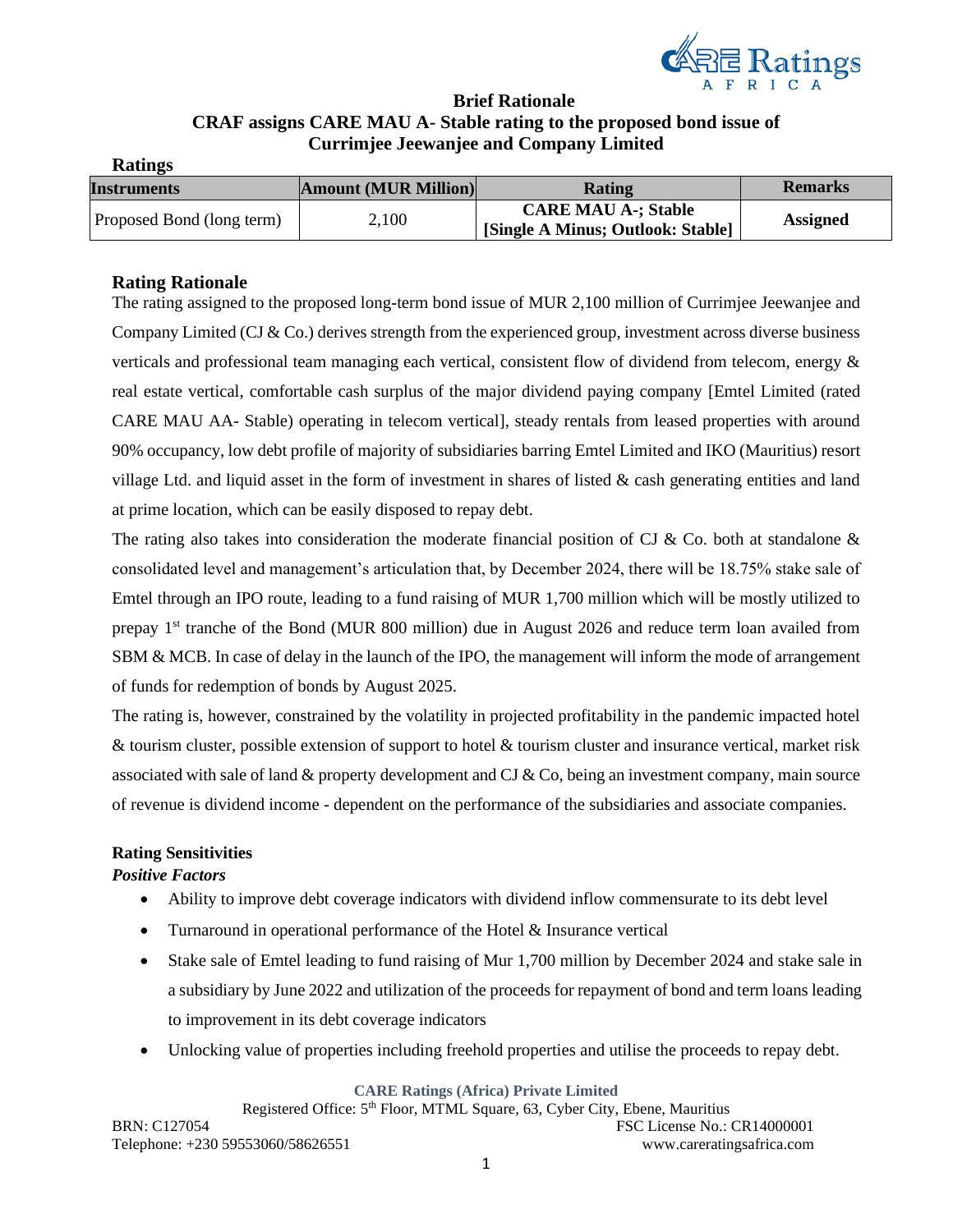## Brief Rationale

## CRAF assigns CARE MAU A- Stable rating to the proposed bond issue of Currimjee Jeewanjee and Company Limited

**Ratings**

| Instruments | Amount (MUR Million) | Rating | Remarks |
|---|---|---|---|
| Proposed Bond (long term) | 2,100 | **CARE MAU A-; Stable [Single A Minus; Outlook: Stable]** | **Assigned** |

### Rating Rationale

The rating assigned to the proposed long-term bond issue of MUR 2,100 million of Currimjee Jeewanjee and Company Limited (CJ & Co.) derives strength from the experienced group, investment across diverse business verticals and professional team managing each vertical, consistent flow of dividend from telecom, energy & real estate vertical, comfortable cash surplus of the major dividend paying company [Emtel Limited (rated CARE MAU AA- Stable) operating in telecom vertical], steady rentals from leased properties with around 90% occupancy, low debt profile of majority of subsidiaries barring Emtel Limited and IKO (Mauritius) resort village Ltd. and liquid asset in the form of investment in shares of listed & cash generating entities and land at prime location, which can be easily disposed to repay debt.

The rating also takes into consideration the moderate financial position of CJ & Co. both at standalone & consolidated level and management's articulation that, by December 2024, there will be 18.75% stake sale of Emtel through an IPO route, leading to a fund raising of MUR 1,700 million which will be mostly utilized to prepay 1st tranche of the Bond (MUR 800 million) due in August 2026 and reduce term loan availed from SBM & MCB. In case of delay in the launch of the IPO, the management will inform the mode of arrangement of funds for redemption of bonds by August 2025.

The rating is, however, constrained by the volatility in projected profitability in the pandemic impacted hotel & tourism cluster, possible extension of support to hotel & tourism cluster and insurance vertical, market risk associated with sale of land & property development and CJ & Co, being an investment company, main source of revenue is dividend income - dependent on the performance of the subsidiaries and associate companies.

### Rating Sensitivities

***Positive Factors***

- Ability to improve debt coverage indicators with dividend inflow commensurate to its debt level
- Turnaround in operational performance of the Hotel & Insurance vertical
- Stake sale of Emtel leading to fund raising of Mur 1,700 million by December 2024 and stake sale in a subsidiary by June 2022 and utilization of the proceeds for repayment of bond and term loans leading to improvement in its debt coverage indicators
- Unlocking value of properties including freehold properties and utilise the proceeds to repay debt.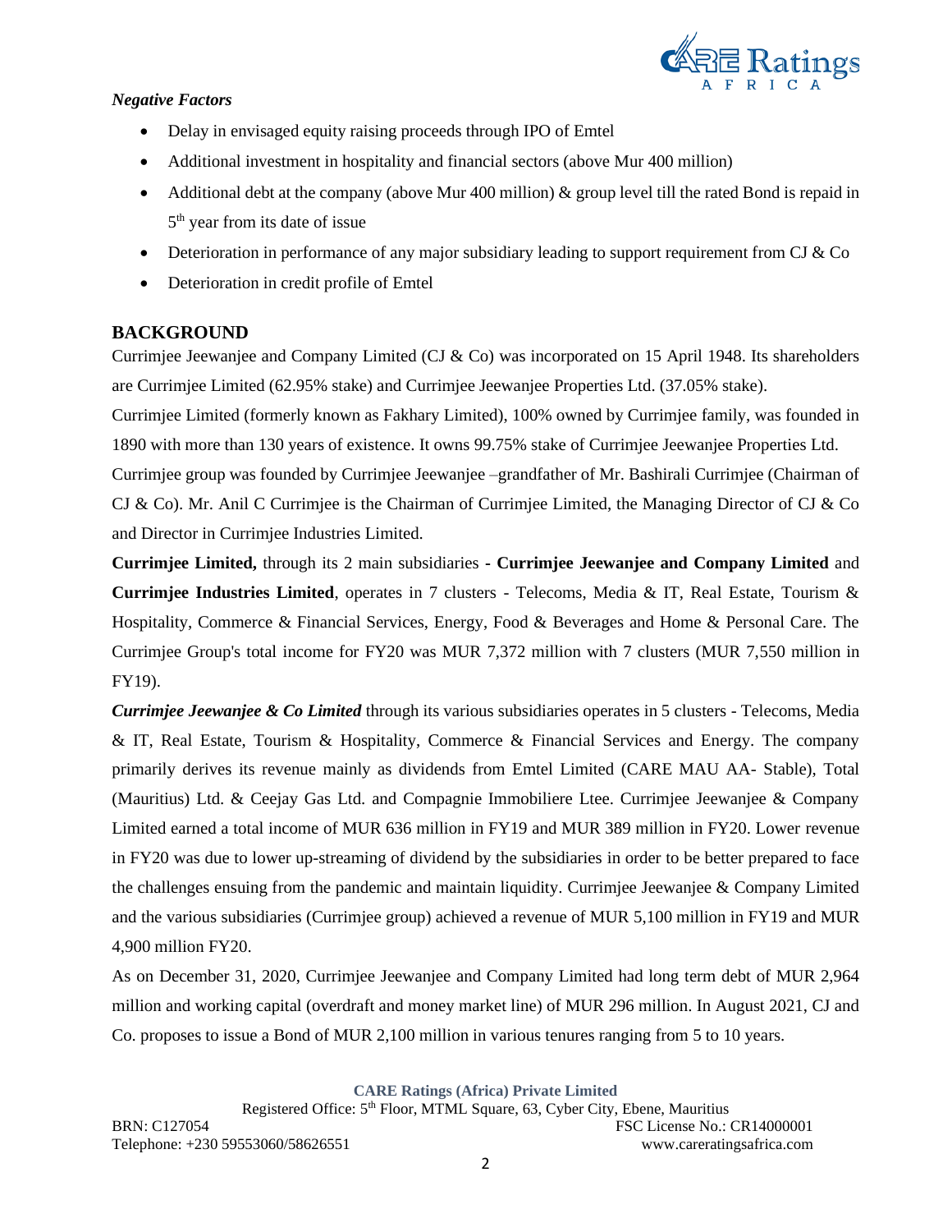*Negative Factors*

- Delay in envisaged equity raising proceeds through IPO of Emtel
- Additional investment in hospitality and financial sectors (above Mur 400 million)
- Additional debt at the company (above Mur 400 million) & group level till the rated Bond is repaid in 5th year from its date of issue
- Deterioration in performance of any major subsidiary leading to support requirement from CJ & Co
- Deterioration in credit profile of Emtel

## BACKGROUND

Currimjee Jeewanjee and Company Limited (CJ & Co) was incorporated on 15 April 1948. Its shareholders are Currimjee Limited (62.95% stake) and Currimjee Jeewanjee Properties Ltd. (37.05% stake).

Currimjee Limited (formerly known as Fakhary Limited), 100% owned by Currimjee family, was founded in 1890 with more than 130 years of existence. It owns 99.75% stake of Currimjee Jeewanjee Properties Ltd.

Currimjee group was founded by Currimjee Jeewanjee –grandfather of Mr. Bashirali Currimjee (Chairman of CJ & Co). Mr. Anil C Currimjee is the Chairman of Currimjee Limited, the Managing Director of CJ & Co and Director in Currimjee Industries Limited.

**Currimjee Limited,** through its 2 main subsidiaries **- Currimjee Jeewanjee and Company Limited** and **Currimjee Industries Limited**, operates in 7 clusters - Telecoms, Media & IT, Real Estate, Tourism & Hospitality, Commerce & Financial Services, Energy, Food & Beverages and Home & Personal Care. The Currimjee Group's total income for FY20 was MUR 7,372 million with 7 clusters (MUR 7,550 million in FY19).

***Currimjee Jeewanjee & Co Limited*** through its various subsidiaries operates in 5 clusters - Telecoms, Media & IT, Real Estate, Tourism & Hospitality, Commerce & Financial Services and Energy. The company primarily derives its revenue mainly as dividends from Emtel Limited (CARE MAU AA- Stable), Total (Mauritius) Ltd. & Ceejay Gas Ltd. and Compagnie Immobiliere Ltee. Currimjee Jeewanjee & Company Limited earned a total income of MUR 636 million in FY19 and MUR 389 million in FY20. Lower revenue in FY20 was due to lower up-streaming of dividend by the subsidiaries in order to be better prepared to face the challenges ensuing from the pandemic and maintain liquidity. Currimjee Jeewanjee & Company Limited and the various subsidiaries (Currimjee group) achieved a revenue of MUR 5,100 million in FY19 and MUR 4,900 million FY20.

As on December 31, 2020, Currimjee Jeewanjee and Company Limited had long term debt of MUR 2,964 million and working capital (overdraft and money market line) of MUR 296 million. In August 2021, CJ and Co. proposes to issue a Bond of MUR 2,100 million in various tenures ranging from 5 to 10 years.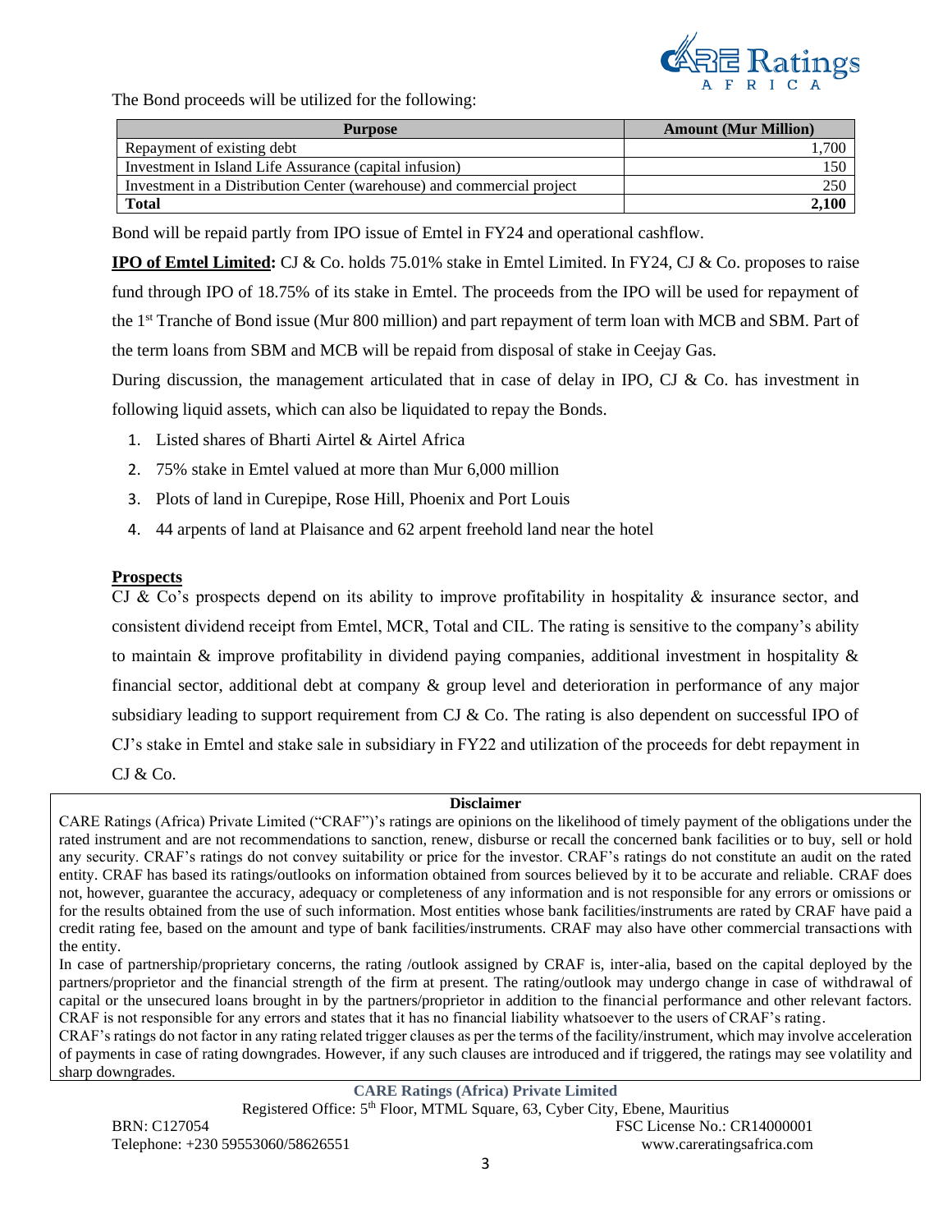The Bond proceeds will be utilized for the following:

| Purpose | Amount (Mur Million) |
|---|---|
| Repayment of existing debt | 1,700 |
| Investment in Island Life Assurance (capital infusion) | 150 |
| Investment in a Distribution Center (warehouse) and commercial project | 250 |
| **Total** | **2,100** |

Bond will be repaid partly from IPO issue of Emtel in FY24 and operational cashflow.

**IPO of Emtel Limited:** CJ & Co. holds 75.01% stake in Emtel Limited. In FY24, CJ & Co. proposes to raise fund through IPO of 18.75% of its stake in Emtel. The proceeds from the IPO will be used for repayment of the 1st Tranche of Bond issue (Mur 800 million) and part repayment of term loan with MCB and SBM. Part of the term loans from SBM and MCB will be repaid from disposal of stake in Ceejay Gas.

During discussion, the management articulated that in case of delay in IPO, CJ & Co. has investment in following liquid assets, which can also be liquidated to repay the Bonds.

1. Listed shares of Bharti Airtel & Airtel Africa
2. 75% stake in Emtel valued at more than Mur 6,000 million
3. Plots of land in Curepipe, Rose Hill, Phoenix and Port Louis
4. 44 arpents of land at Plaisance and 62 arpent freehold land near the hotel

## Prospects

CJ & Co's prospects depend on its ability to improve profitability in hospitality & insurance sector, and consistent dividend receipt from Emtel, MCR, Total and CIL. The rating is sensitive to the company's ability to maintain & improve profitability in dividend paying companies, additional investment in hospitality & financial sector, additional debt at company & group level and deterioration in performance of any major subsidiary leading to support requirement from CJ & Co. The rating is also dependent on successful IPO of CJ's stake in Emtel and stake sale in subsidiary in FY22 and utilization of the proceeds for debt repayment in CJ & Co.

**Disclaimer**

CARE Ratings (Africa) Private Limited ("CRAF")'s ratings are opinions on the likelihood of timely payment of the obligations under the rated instrument and are not recommendations to sanction, renew, disburse or recall the concerned bank facilities or to buy, sell or hold any security. CRAF's ratings do not convey suitability or price for the investor. CRAF's ratings do not constitute an audit on the rated entity. CRAF has based its ratings/outlooks on information obtained from sources believed by it to be accurate and reliable. CRAF does not, however, guarantee the accuracy, adequacy or completeness of any information and is not responsible for any errors or omissions or for the results obtained from the use of such information. Most entities whose bank facilities/instruments are rated by CRAF have paid a credit rating fee, based on the amount and type of bank facilities/instruments. CRAF may also have other commercial transactions with the entity.

In case of partnership/proprietary concerns, the rating /outlook assigned by CRAF is, inter-alia, based on the capital deployed by the partners/proprietor and the financial strength of the firm at present. The rating/outlook may undergo change in case of withdrawal of capital or the unsecured loans brought in by the partners/proprietor in addition to the financial performance and other relevant factors. CRAF is not responsible for any errors and states that it has no financial liability whatsoever to the users of CRAF's rating.

CRAF's ratings do not factor in any rating related trigger clauses as per the terms of the facility/instrument, which may involve acceleration of payments in case of rating downgrades. However, if any such clauses are introduced and if triggered, the ratings may see volatility and sharp downgrades.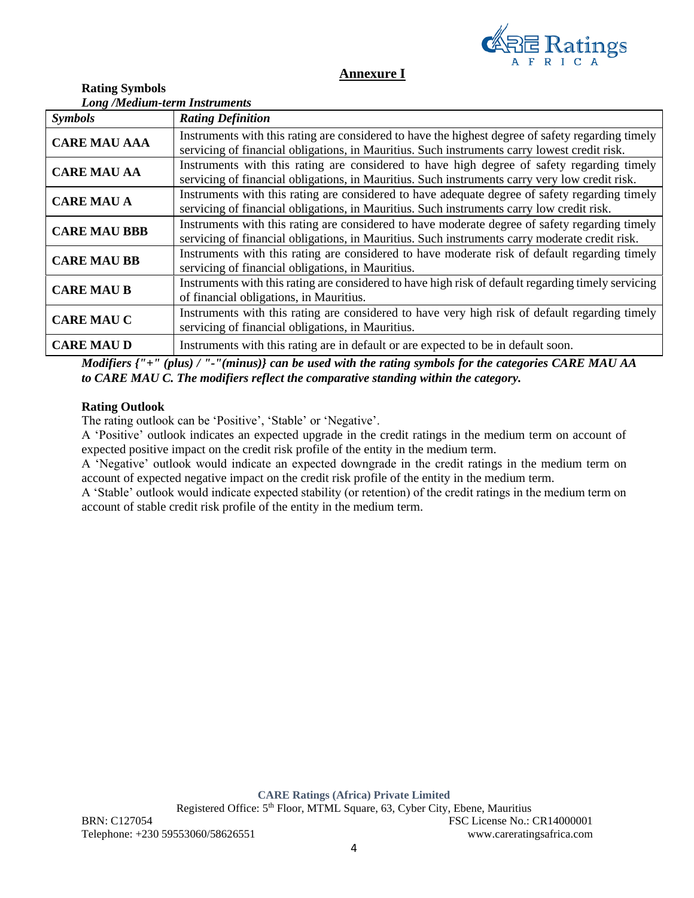## Annexure I

**Rating Symbols**

***Long /Medium-term Instruments***

| *Symbols* | *Rating Definition* |
|---|---|
| **CARE MAU AAA** | Instruments with this rating are considered to have the highest degree of safety regarding timely servicing of financial obligations, in Mauritius. Such instruments carry lowest credit risk. |
| **CARE MAU AA** | Instruments with this rating are considered to have high degree of safety regarding timely servicing of financial obligations, in Mauritius. Such instruments carry very low credit risk. |
| **CARE MAU A** | Instruments with this rating are considered to have adequate degree of safety regarding timely servicing of financial obligations, in Mauritius. Such instruments carry low credit risk. |
| **CARE MAU BBB** | Instruments with this rating are considered to have moderate degree of safety regarding timely servicing of financial obligations, in Mauritius. Such instruments carry moderate credit risk. |
| **CARE MAU BB** | Instruments with this rating are considered to have moderate risk of default regarding timely servicing of financial obligations, in Mauritius. |
| **CARE MAU B** | Instruments with this rating are considered to have high risk of default regarding timely servicing of financial obligations, in Mauritius. |
| **CARE MAU C** | Instruments with this rating are considered to have very high risk of default regarding timely servicing of financial obligations, in Mauritius. |
| **CARE MAU D** | Instruments with this rating are in default or are expected to be in default soon. |

***Modifiers {"+" (plus) / "-"(minus)} can be used with the rating symbols for the categories CARE MAU AA to CARE MAU C. The modifiers reflect the comparative standing within the category.***

**Rating Outlook**

The rating outlook can be 'Positive', 'Stable' or 'Negative'.

A 'Positive' outlook indicates an expected upgrade in the credit ratings in the medium term on account of expected positive impact on the credit risk profile of the entity in the medium term.

A 'Negative' outlook would indicate an expected downgrade in the credit ratings in the medium term on account of expected negative impact on the credit risk profile of the entity in the medium term.

A 'Stable' outlook would indicate expected stability (or retention) of the credit ratings in the medium term on account of stable credit risk profile of the entity in the medium term.